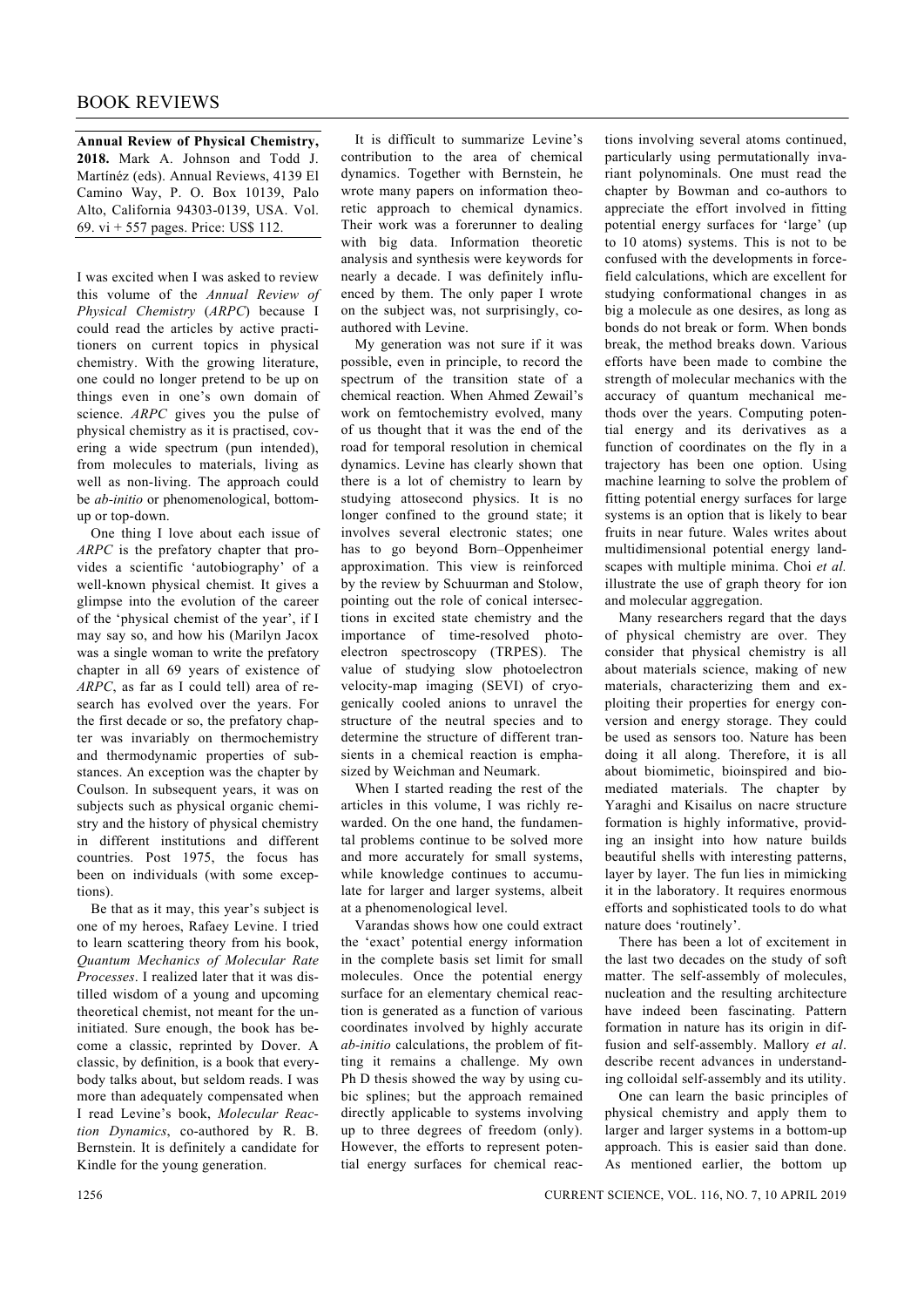# BOOK REVIEWS

**Annual Review of Physical Chemistry, 2018.** Mark A. Johnson and Todd J. Martínéz (eds). Annual Reviews, 4139 El Camino Way, P. O. Box 10139, Palo Alto, California 94303-0139, USA. Vol. 69. vi + 557 pages. Price: US$ 112.

I was excited when I was asked to review this volume of the *Annual Review of Physical Chemistry* (*ARPC*) because I could read the articles by active practitioners on current topics in physical chemistry. With the growing literature, one could no longer pretend to be up on things even in one's own domain of science. *ARPC* gives you the pulse of physical chemistry as it is practised, covering a wide spectrum (pun intended), from molecules to materials, living as well as non-living. The approach could be *ab-initio* or phenomenological, bottom-up or top-down.

One thing I love about each issue of *ARPC* is the prefatory chapter that provides a scientific 'autobiography' of a well-known physical chemist. It gives a glimpse into the evolution of the career of the 'physical chemist of the year', if I may say so, and how his (Marilyn Jacox was a single woman to write the prefatory chapter in all 69 years of existence of *ARPC*, as far as I could tell) area of research has evolved over the years. For the first decade or so, the prefatory chapter was invariably on thermochemistry and thermodynamic properties of substances. An exception was the chapter by Coulson. In subsequent years, it was on subjects such as physical organic chemistry and the history of physical chemistry in different institutions and different countries. Post 1975, the focus has been on individuals (with some exceptions).

Be that as it may, this year's subject is one of my heroes, Rafaey Levine. I tried to learn scattering theory from his book, *Quantum Mechanics of Molecular Rate Processes*. I realized later that it was distilled wisdom of a young and upcoming theoretical chemist, not meant for the uninitiated. Sure enough, the book has become a classic, reprinted by Dover. A classic, by definition, is a book that everybody talks about, but seldom reads. I was more than adequately compensated when I read Levine's book, *Molecular Reaction Dynamics*, co-authored by R. B. Bernstein. It is definitely a candidate for Kindle for the young generation.

It is difficult to summarize Levine's contribution to the area of chemical dynamics. Together with Bernstein, he wrote many papers on information theoretic approach to chemical dynamics. Their work was a forerunner to dealing with big data. Information theoretic analysis and synthesis were keywords for nearly a decade. I was definitely influenced by them. The only paper I wrote on the subject was, not surprisingly, co-authored with Levine.

My generation was not sure if it was possible, even in principle, to record the spectrum of the transition state of a chemical reaction. When Ahmed Zewail's work on femtochemistry evolved, many of us thought that it was the end of the road for temporal resolution in chemical dynamics. Levine has clearly shown that there is a lot of chemistry to learn by studying attosecond physics. It is no longer confined to the ground state; it involves several electronic states; one has to go beyond Born–Oppenheimer approximation. This view is reinforced by the review by Schuurman and Stolow, pointing out the role of conical intersections in excited state chemistry and the importance of time-resolved photoelectron spectroscopy (TRPES). The value of studying slow photoelectron velocity-map imaging (SEVI) of cryogenically cooled anions to unravel the structure of the neutral species and to determine the structure of different transients in a chemical reaction is emphasized by Weichman and Neumark.

When I started reading the rest of the articles in this volume, I was richly rewarded. On the one hand, the fundamental problems continue to be solved more and more accurately for small systems, while knowledge continues to accumulate for larger and larger systems, albeit at a phenomenological level.

Varandas shows how one could extract the 'exact' potential energy information in the complete basis set limit for small molecules. Once the potential energy surface for an elementary chemical reaction is generated as a function of various coordinates involved by highly accurate *ab-initio* calculations, the problem of fitting it remains a challenge. My own Ph D thesis showed the way by using cubic splines; but the approach remained directly applicable to systems involving up to three degrees of freedom (only). However, the efforts to represent potential energy surfaces for chemical reactions involving several atoms continued, particularly using permutationally invariant polynominals. One must read the chapter by Bowman and co-authors to appreciate the effort involved in fitting potential energy surfaces for 'large' (up to 10 atoms) systems. This is not to be confused with the developments in force-field calculations, which are excellent for studying conformational changes in as big a molecule as one desires, as long as bonds do not break or form. When bonds break, the method breaks down. Various efforts have been made to combine the strength of molecular mechanics with the accuracy of quantum mechanical methods over the years. Computing potential energy and its derivatives as a function of coordinates on the fly in a trajectory has been one option. Using machine learning to solve the problem of fitting potential energy surfaces for large systems is an option that is likely to bear fruits in near future. Wales writes about multidimensional potential energy landscapes with multiple minima. Choi *et al.* illustrate the use of graph theory for ion and molecular aggregation.

Many researchers regard that the days of physical chemistry are over. They consider that physical chemistry is all about materials science, making of new materials, characterizing them and exploiting their properties for energy conversion and energy storage. They could be used as sensors too. Nature has been doing it all along. Therefore, it is all about biomimetic, bioinspired and biomediated materials. The chapter by Yaraghi and Kisailus on nacre structure formation is highly informative, providing an insight into how nature builds beautiful shells with interesting patterns, layer by layer. The fun lies in mimicking it in the laboratory. It requires enormous efforts and sophisticated tools to do what nature does 'routinely'.

There has been a lot of excitement in the last two decades on the study of soft matter. The self-assembly of molecules, nucleation and the resulting architecture have indeed been fascinating. Pattern formation in nature has its origin in diffusion and self-assembly. Mallory *et al*. describe recent advances in understanding colloidal self-assembly and its utility.

One can learn the basic principles of physical chemistry and apply them to larger and larger systems in a bottom-up approach. This is easier said than done. As mentioned earlier, the bottom up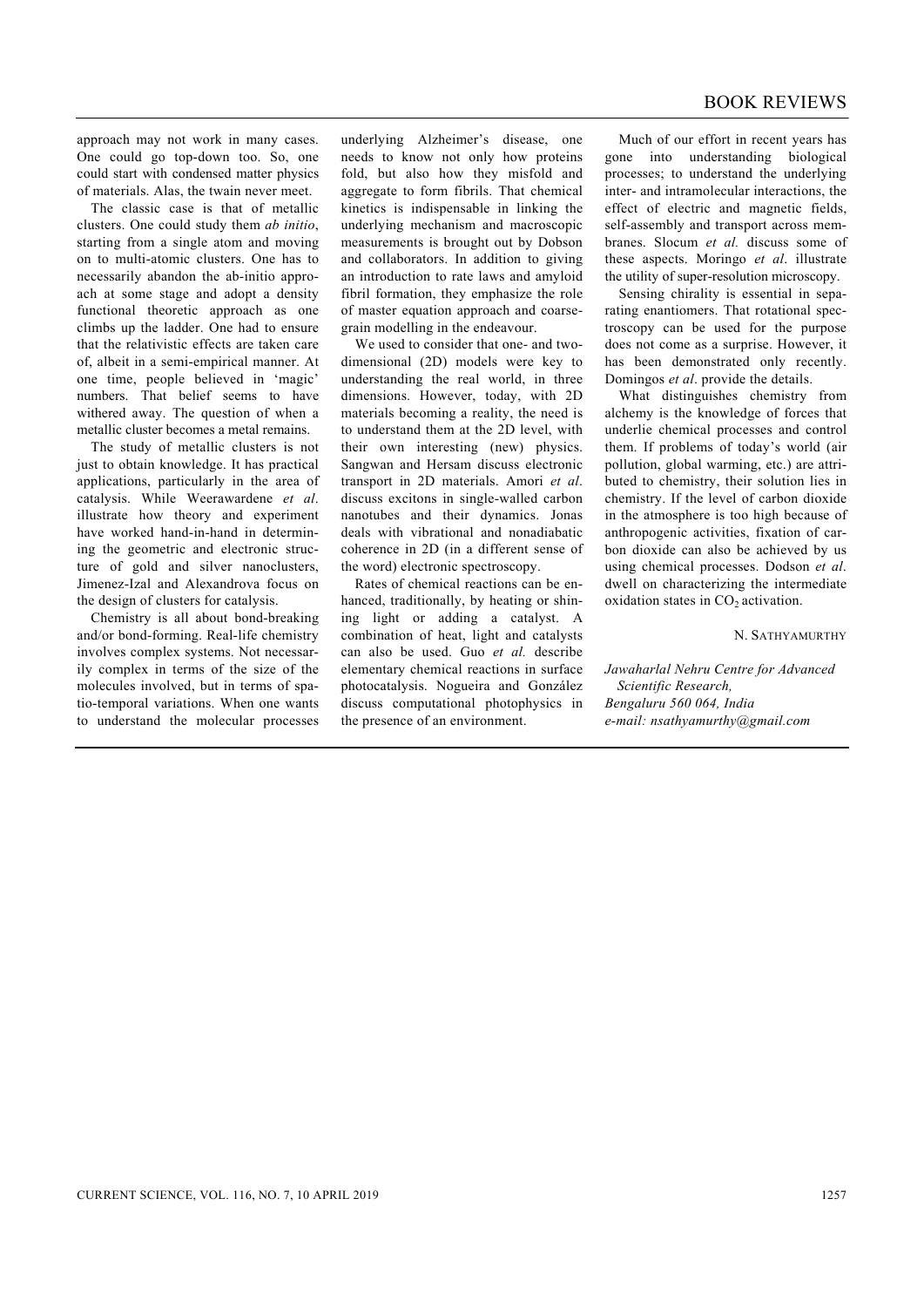approach may not work in many cases. One could go top-down too. So, one could start with condensed matter physics of materials. Alas, the twain never meet.

The classic case is that of metallic clusters. One could study them *ab initio*, starting from a single atom and moving on to multi-atomic clusters. One has to necessarily abandon the ab-initio approach at some stage and adopt a density functional theoretic approach as one climbs up the ladder. One had to ensure that the relativistic effects are taken care of, albeit in a semi-empirical manner. At one time, people believed in 'magic' numbers. That belief seems to have withered away. The question of when a metallic cluster becomes a metal remains.

The study of metallic clusters is not just to obtain knowledge. It has practical applications, particularly in the area of catalysis. While Weerawardene *et al*. illustrate how theory and experiment have worked hand-in-hand in determining the geometric and electronic structure of gold and silver nanoclusters, Jimenez-Izal and Alexandrova focus on the design of clusters for catalysis.

Chemistry is all about bond-breaking and/or bond-forming. Real-life chemistry involves complex systems. Not necessarily complex in terms of the size of the molecules involved, but in terms of spatio-temporal variations. When one wants to understand the molecular processes underlying Alzheimer's disease, one needs to know not only how proteins fold, but also how they misfold and aggregate to form fibrils. That chemical kinetics is indispensable in linking the underlying mechanism and macroscopic measurements is brought out by Dobson and collaborators. In addition to giving an introduction to rate laws and amyloid fibril formation, they emphasize the role of master equation approach and coarse-grain modelling in the endeavour.

We used to consider that one- and two-dimensional (2D) models were key to understanding the real world, in three dimensions. However, today, with 2D materials becoming a reality, the need is to understand them at the 2D level, with their own interesting (new) physics. Sangwan and Hersam discuss electronic transport in 2D materials. Amori *et al*. discuss excitons in single-walled carbon nanotubes and their dynamics. Jonas deals with vibrational and nonadiabatic coherence in 2D (in a different sense of the word) electronic spectroscopy.

Rates of chemical reactions can be enhanced, traditionally, by heating or shining light or adding a catalyst. A combination of heat, light and catalysts can also be used. Guo *et al.* describe elementary chemical reactions in surface photocatalysis. Nogueira and González discuss computational photophysics in the presence of an environment.

Much of our effort in recent years has gone into understanding biological processes; to understand the underlying inter- and intramolecular interactions, the effect of electric and magnetic fields, self-assembly and transport across membranes. Slocum *et al.* discuss some of these aspects. Moringo *et al*. illustrate the utility of super-resolution microscopy.

Sensing chirality is essential in separating enantiomers. That rotational spectroscopy can be used for the purpose does not come as a surprise. However, it has been demonstrated only recently. Domingos *et al*. provide the details.

What distinguishes chemistry from alchemy is the knowledge of forces that underlie chemical processes and control them. If problems of today's world (air pollution, global warming, etc.) are attributed to chemistry, their solution lies in chemistry. If the level of carbon dioxide in the atmosphere is too high because of anthropogenic activities, fixation of carbon dioxide can also be achieved by us using chemical processes. Dodson *et al*. dwell on characterizing the intermediate oxidation states in $CO_2$ activation.

N. SATHYAMURTHY

*Jawaharlal Nehru Centre for Advanced Scientific Research,*
*Bengaluru 560 064, India*
*e-mail: nsathyamurthy@gmail.com*